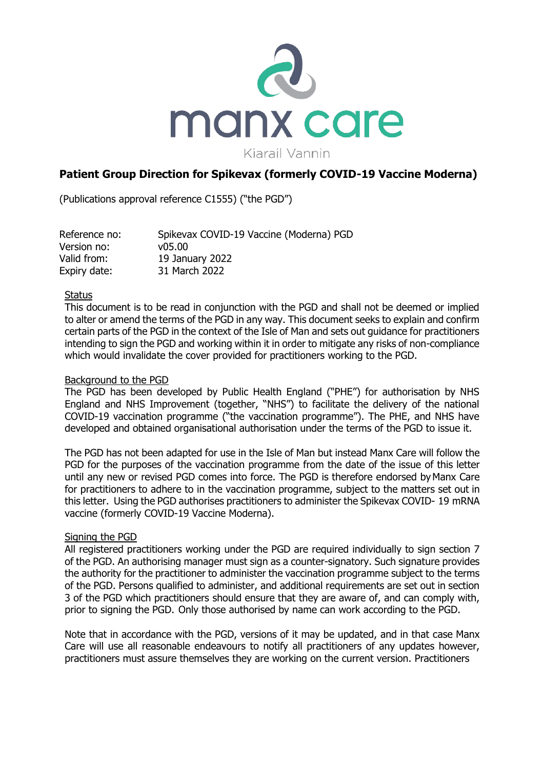manx care

Kiarail Vannin

**Patient Group Direction for Spikevax (formerly COVID-19 Vaccine Moderna)**

(Publications approval reference C1555) ("the PGD")

| | |
|---|---|
| Reference no: | Spikevax COVID-19 Vaccine (Moderna) PGD |
| Version no: | v05.00 |
| Valid from: | 19 January 2022 |
| Expiry date: | 31 March 2022 |

Status

This document is to be read in conjunction with the PGD and shall not be deemed or implied to alter or amend the terms of the PGD in any way. This document seeks to explain and confirm certain parts of the PGD in the context of the Isle of Man and sets out guidance for practitioners intending to sign the PGD and working within it in order to mitigate any risks of non-compliance which would invalidate the cover provided for practitioners working to the PGD.

Background to the PGD

The PGD has been developed by Public Health England ("PHE") for authorisation by NHS England and NHS Improvement (together, "NHS") to facilitate the delivery of the national COVID-19 vaccination programme ("the vaccination programme"). The PHE, and NHS have developed and obtained organisational authorisation under the terms of the PGD to issue it.

The PGD has not been adapted for use in the Isle of Man but instead Manx Care will follow the PGD for the purposes of the vaccination programme from the date of the issue of this letter until any new or revised PGD comes into force. The PGD is therefore endorsed by Manx Care for practitioners to adhere to in the vaccination programme, subject to the matters set out in this letter. Using the PGD authorises practitioners to administer the Spikevax COVID- 19 mRNA vaccine (formerly COVID-19 Vaccine Moderna).

Signing the PGD

All registered practitioners working under the PGD are required individually to sign section 7 of the PGD. An authorising manager must sign as a counter-signatory. Such signature provides the authority for the practitioner to administer the vaccination programme subject to the terms of the PGD. Persons qualified to administer, and additional requirements are set out in section 3 of the PGD which practitioners should ensure that they are aware of, and can comply with, prior to signing the PGD. Only those authorised by name can work according to the PGD.

Note that in accordance with the PGD, versions of it may be updated, and in that case Manx Care will use all reasonable endeavours to notify all practitioners of any updates however, practitioners must assure themselves they are working on the current version. Practitioners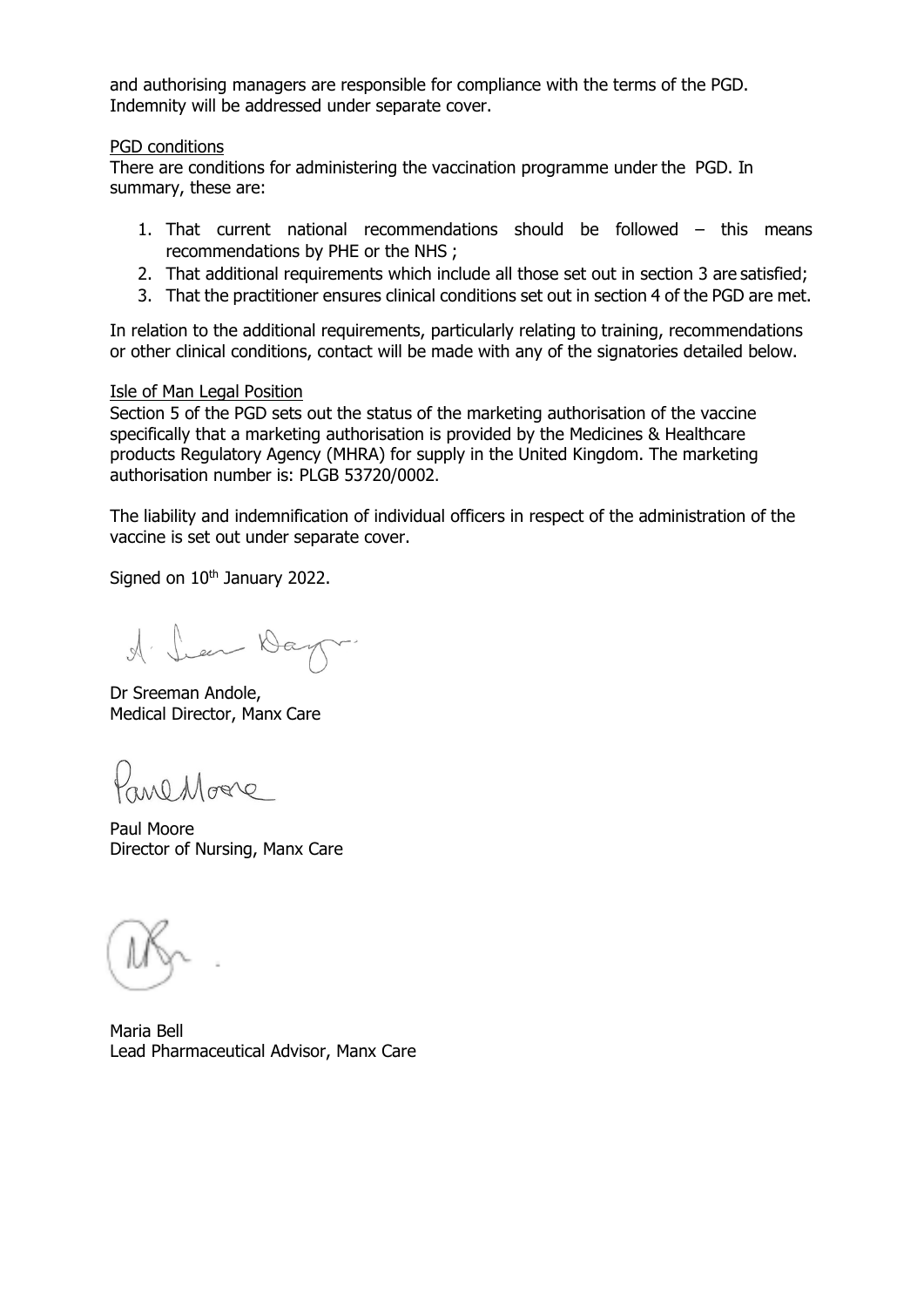and authorising managers are responsible for compliance with the terms of the PGD. Indemnity will be addressed under separate cover.

PGD conditions

There are conditions for administering the vaccination programme under the PGD. In summary, these are:

1. That current national recommendations should be followed – this means recommendations by PHE or the NHS ;
2. That additional requirements which include all those set out in section 3 are satisfied;
3. That the practitioner ensures clinical conditions set out in section 4 of the PGD are met.

In relation to the additional requirements, particularly relating to training, recommendations or other clinical conditions, contact will be made with any of the signatories detailed below.

Isle of Man Legal Position

Section 5 of the PGD sets out the status of the marketing authorisation of the vaccine specifically that a marketing authorisation is provided by the Medicines & Healthcare products Regulatory Agency (MHRA) for supply in the United Kingdom. The marketing authorisation number is: PLGB 53720/0002.

The liability and indemnification of individual officers in respect of the administration of the vaccine is set out under separate cover.

Signed on 10th January 2022.

Dr Sreeman Andole,
Medical Director, Manx Care

Paul Moore
Director of Nursing, Manx Care

Maria Bell
Lead Pharmaceutical Advisor, Manx Care